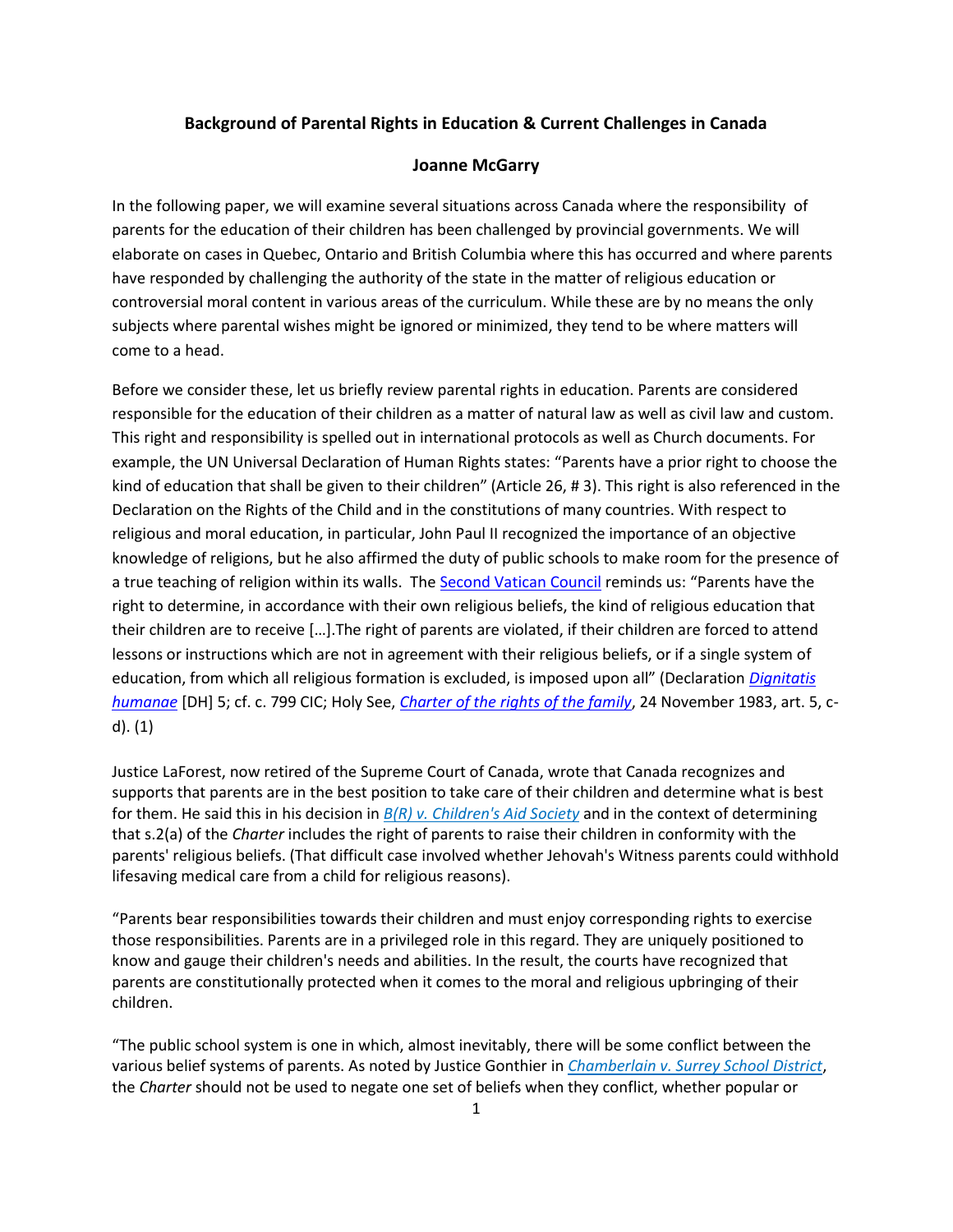**Background of Parental Rights in Education & Current Challenges in Canada**

**Joanne McGarry**

In the following paper, we will examine several situations across Canada where the responsibility of parents for the education of their children has been challenged by provincial governments. We will elaborate on cases in Quebec, Ontario and British Columbia where this has occurred and where parents have responded by challenging the authority of the state in the matter of religious education or controversial moral content in various areas of the curriculum. While these are by no means the only subjects where parental wishes might be ignored or minimized, they tend to be where matters will come to a head.

Before we consider these, let us briefly review parental rights in education. Parents are considered responsible for the education of their children as a matter of natural law as well as civil law and custom. This right and responsibility is spelled out in international protocols as well as Church documents. For example, the UN Universal Declaration of Human Rights states: "Parents have a prior right to choose the kind of education that shall be given to their children" (Article 26, # 3). This right is also referenced in the Declaration on the Rights of the Child and in the constitutions of many countries. With respect to religious and moral education, in particular, John Paul II recognized the importance of an objective knowledge of religions, but he also affirmed the duty of public schools to make room for the presence of a true teaching of religion within its walls. The Second Vatican Council reminds us: "Parents have the right to determine, in accordance with their own religious beliefs, the kind of religious education that their children are to receive […].The right of parents are violated, if their children are forced to attend lessons or instructions which are not in agreement with their religious beliefs, or if a single system of education, from which all religious formation is excluded, is imposed upon all" (Declaration *Dignitatis humanae* [DH] 5; cf. c. 799 CIC; Holy See, *Charter of the rights of the family*, 24 November 1983, art. 5, c-d). (1)

Justice LaForest, now retired of the Supreme Court of Canada, wrote that Canada recognizes and supports that parents are in the best position to take care of their children and determine what is best for them. He said this in his decision in *B(R) v. Children's Aid Society* and in the context of determining that s.2(a) of the *Charter* includes the right of parents to raise their children in conformity with the parents' religious beliefs. (That difficult case involved whether Jehovah's Witness parents could withhold lifesaving medical care from a child for religious reasons).

"Parents bear responsibilities towards their children and must enjoy corresponding rights to exercise those responsibilities. Parents are in a privileged role in this regard. They are uniquely positioned to know and gauge their children's needs and abilities. In the result, the courts have recognized that parents are constitutionally protected when it comes to the moral and religious upbringing of their children.

"The public school system is one in which, almost inevitably, there will be some conflict between the various belief systems of parents. As noted by Justice Gonthier in *Chamberlain v. Surrey School District*, the *Charter* should not be used to negate one set of beliefs when they conflict, whether popular or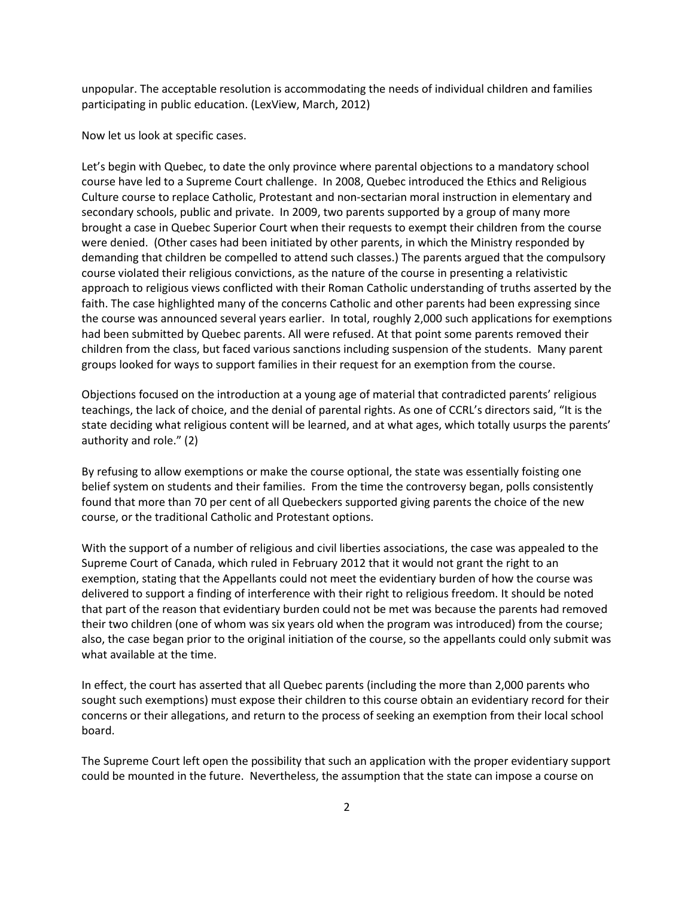unpopular. The acceptable resolution is accommodating the needs of individual children and families participating in public education. (LexView, March, 2012)

Now let us look at specific cases.

Let's begin with Quebec, to date the only province where parental objections to a mandatory school course have led to a Supreme Court challenge. In 2008, Quebec introduced the Ethics and Religious Culture course to replace Catholic, Protestant and non-sectarian moral instruction in elementary and secondary schools, public and private. In 2009, two parents supported by a group of many more brought a case in Quebec Superior Court when their requests to exempt their children from the course were denied. (Other cases had been initiated by other parents, in which the Ministry responded by demanding that children be compelled to attend such classes.) The parents argued that the compulsory course violated their religious convictions, as the nature of the course in presenting a relativistic approach to religious views conflicted with their Roman Catholic understanding of truths asserted by the faith. The case highlighted many of the concerns Catholic and other parents had been expressing since the course was announced several years earlier. In total, roughly 2,000 such applications for exemptions had been submitted by Quebec parents. All were refused. At that point some parents removed their children from the class, but faced various sanctions including suspension of the students. Many parent groups looked for ways to support families in their request for an exemption from the course.

Objections focused on the introduction at a young age of material that contradicted parents' religious teachings, the lack of choice, and the denial of parental rights. As one of CCRL's directors said, "It is the state deciding what religious content will be learned, and at what ages, which totally usurps the parents' authority and role." (2)

By refusing to allow exemptions or make the course optional, the state was essentially foisting one belief system on students and their families. From the time the controversy began, polls consistently found that more than 70 per cent of all Quebeckers supported giving parents the choice of the new course, or the traditional Catholic and Protestant options.

With the support of a number of religious and civil liberties associations, the case was appealed to the Supreme Court of Canada, which ruled in February 2012 that it would not grant the right to an exemption, stating that the Appellants could not meet the evidentiary burden of how the course was delivered to support a finding of interference with their right to religious freedom. It should be noted that part of the reason that evidentiary burden could not be met was because the parents had removed their two children (one of whom was six years old when the program was introduced) from the course; also, the case began prior to the original initiation of the course, so the appellants could only submit was what available at the time.

In effect, the court has asserted that all Quebec parents (including the more than 2,000 parents who sought such exemptions) must expose their children to this course obtain an evidentiary record for their concerns or their allegations, and return to the process of seeking an exemption from their local school board.

The Supreme Court left open the possibility that such an application with the proper evidentiary support could be mounted in the future. Nevertheless, the assumption that the state can impose a course on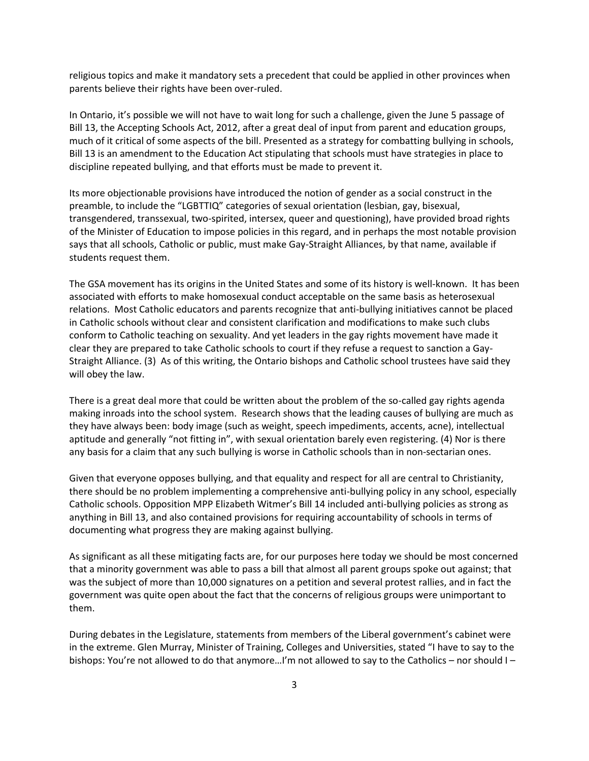religious topics and make it mandatory sets a precedent that could be applied in other provinces when parents believe their rights have been over-ruled.

In Ontario, it's possible we will not have to wait long for such a challenge, given the June 5 passage of Bill 13, the Accepting Schools Act, 2012, after a great deal of input from parent and education groups, much of it critical of some aspects of the bill. Presented as a strategy for combatting bullying in schools, Bill 13 is an amendment to the Education Act stipulating that schools must have strategies in place to discipline repeated bullying, and that efforts must be made to prevent it.

Its more objectionable provisions have introduced the notion of gender as a social construct in the preamble, to include the "LGBTTIQ" categories of sexual orientation (lesbian, gay, bisexual, transgendered, transsexual, two-spirited, intersex, queer and questioning), have provided broad rights of the Minister of Education to impose policies in this regard, and in perhaps the most notable provision says that all schools, Catholic or public, must make Gay-Straight Alliances, by that name, available if students request them.

The GSA movement has its origins in the United States and some of its history is well-known. It has been associated with efforts to make homosexual conduct acceptable on the same basis as heterosexual relations. Most Catholic educators and parents recognize that anti-bullying initiatives cannot be placed in Catholic schools without clear and consistent clarification and modifications to make such clubs conform to Catholic teaching on sexuality. And yet leaders in the gay rights movement have made it clear they are prepared to take Catholic schools to court if they refuse a request to sanction a Gay-Straight Alliance. (3) As of this writing, the Ontario bishops and Catholic school trustees have said they will obey the law.

There is a great deal more that could be written about the problem of the so-called gay rights agenda making inroads into the school system. Research shows that the leading causes of bullying are much as they have always been: body image (such as weight, speech impediments, accents, acne), intellectual aptitude and generally "not fitting in", with sexual orientation barely even registering. (4) Nor is there any basis for a claim that any such bullying is worse in Catholic schools than in non-sectarian ones.

Given that everyone opposes bullying, and that equality and respect for all are central to Christianity, there should be no problem implementing a comprehensive anti-bullying policy in any school, especially Catholic schools. Opposition MPP Elizabeth Witmer's Bill 14 included anti-bullying policies as strong as anything in Bill 13, and also contained provisions for requiring accountability of schools in terms of documenting what progress they are making against bullying.

As significant as all these mitigating facts are, for our purposes here today we should be most concerned that a minority government was able to pass a bill that almost all parent groups spoke out against; that was the subject of more than 10,000 signatures on a petition and several protest rallies, and in fact the government was quite open about the fact that the concerns of religious groups were unimportant to them.

During debates in the Legislature, statements from members of the Liberal government's cabinet were in the extreme. Glen Murray, Minister of Training, Colleges and Universities, stated "I have to say to the bishops: You're not allowed to do that anymore…I'm not allowed to say to the Catholics – nor should I –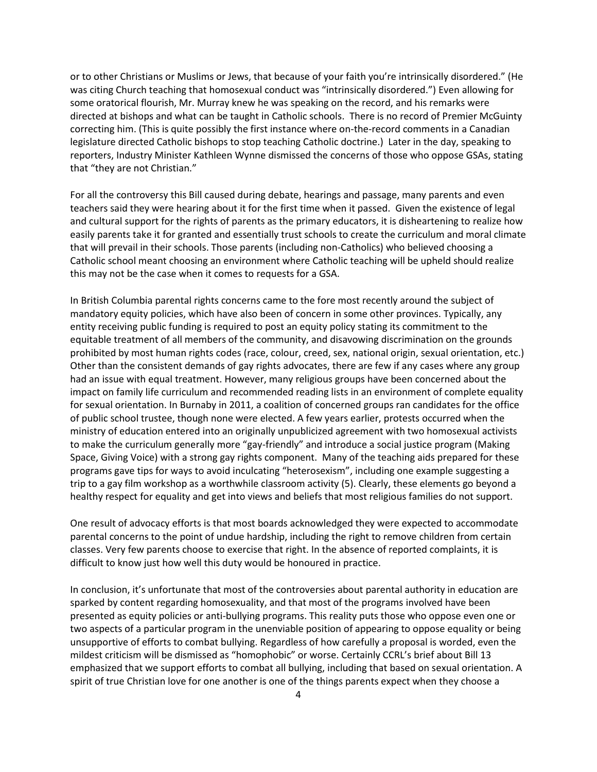or to other Christians or Muslims or Jews, that because of your faith you're intrinsically disordered." (He was citing Church teaching that homosexual conduct was "intrinsically disordered.") Even allowing for some oratorical flourish, Mr. Murray knew he was speaking on the record, and his remarks were directed at bishops and what can be taught in Catholic schools. There is no record of Premier McGuinty correcting him. (This is quite possibly the first instance where on-the-record comments in a Canadian legislature directed Catholic bishops to stop teaching Catholic doctrine.) Later in the day, speaking to reporters, Industry Minister Kathleen Wynne dismissed the concerns of those who oppose GSAs, stating that "they are not Christian."

For all the controversy this Bill caused during debate, hearings and passage, many parents and even teachers said they were hearing about it for the first time when it passed. Given the existence of legal and cultural support for the rights of parents as the primary educators, it is disheartening to realize how easily parents take it for granted and essentially trust schools to create the curriculum and moral climate that will prevail in their schools. Those parents (including non-Catholics) who believed choosing a Catholic school meant choosing an environment where Catholic teaching will be upheld should realize this may not be the case when it comes to requests for a GSA.

In British Columbia parental rights concerns came to the fore most recently around the subject of mandatory equity policies, which have also been of concern in some other provinces. Typically, any entity receiving public funding is required to post an equity policy stating its commitment to the equitable treatment of all members of the community, and disavowing discrimination on the grounds prohibited by most human rights codes (race, colour, creed, sex, national origin, sexual orientation, etc.) Other than the consistent demands of gay rights advocates, there are few if any cases where any group had an issue with equal treatment. However, many religious groups have been concerned about the impact on family life curriculum and recommended reading lists in an environment of complete equality for sexual orientation. In Burnaby in 2011, a coalition of concerned groups ran candidates for the office of public school trustee, though none were elected. A few years earlier, protests occurred when the ministry of education entered into an originally unpublicized agreement with two homosexual activists to make the curriculum generally more "gay-friendly" and introduce a social justice program (Making Space, Giving Voice) with a strong gay rights component. Many of the teaching aids prepared for these programs gave tips for ways to avoid inculcating "heterosexism", including one example suggesting a trip to a gay film workshop as a worthwhile classroom activity (5). Clearly, these elements go beyond a healthy respect for equality and get into views and beliefs that most religious families do not support.

One result of advocacy efforts is that most boards acknowledged they were expected to accommodate parental concerns to the point of undue hardship, including the right to remove children from certain classes. Very few parents choose to exercise that right. In the absence of reported complaints, it is difficult to know just how well this duty would be honoured in practice.

In conclusion, it's unfortunate that most of the controversies about parental authority in education are sparked by content regarding homosexuality, and that most of the programs involved have been presented as equity policies or anti-bullying programs. This reality puts those who oppose even one or two aspects of a particular program in the unenviable position of appearing to oppose equality or being unsupportive of efforts to combat bullying. Regardless of how carefully a proposal is worded, even the mildest criticism will be dismissed as "homophobic" or worse. Certainly CCRL's brief about Bill 13 emphasized that we support efforts to combat all bullying, including that based on sexual orientation. A spirit of true Christian love for one another is one of the things parents expect when they choose a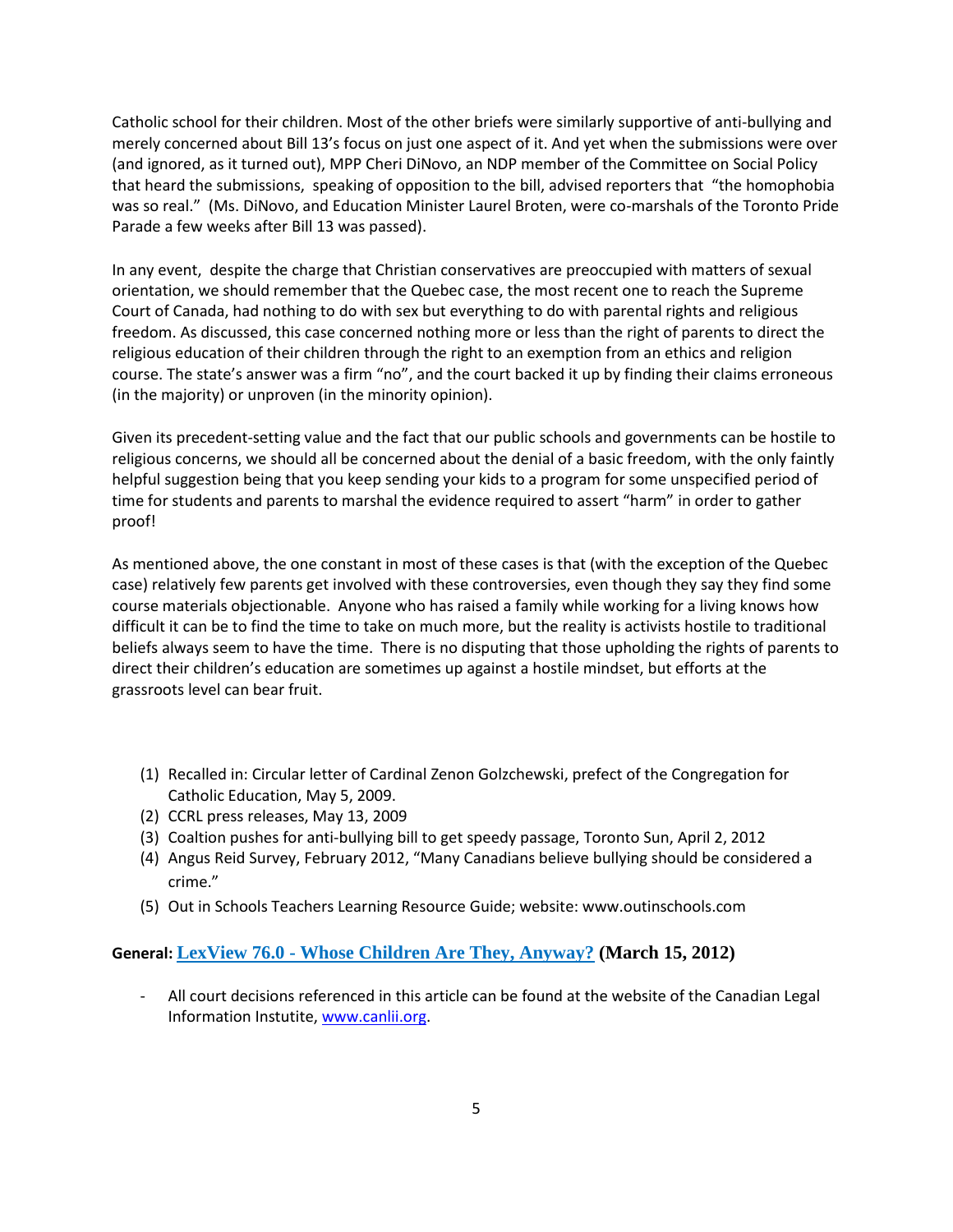Catholic school for their children. Most of the other briefs were similarly supportive of anti-bullying and merely concerned about Bill 13's focus on just one aspect of it. And yet when the submissions were over (and ignored, as it turned out), MPP Cheri DiNovo, an NDP member of the Committee on Social Policy that heard the submissions, speaking of opposition to the bill, advised reporters that "the homophobia was so real." (Ms. DiNovo, and Education Minister Laurel Broten, were co-marshals of the Toronto Pride Parade a few weeks after Bill 13 was passed).

In any event, despite the charge that Christian conservatives are preoccupied with matters of sexual orientation, we should remember that the Quebec case, the most recent one to reach the Supreme Court of Canada, had nothing to do with sex but everything to do with parental rights and religious freedom. As discussed, this case concerned nothing more or less than the right of parents to direct the religious education of their children through the right to an exemption from an ethics and religion course. The state's answer was a firm "no", and the court backed it up by finding their claims erroneous (in the majority) or unproven (in the minority opinion).

Given its precedent-setting value and the fact that our public schools and governments can be hostile to religious concerns, we should all be concerned about the denial of a basic freedom, with the only faintly helpful suggestion being that you keep sending your kids to a program for some unspecified period of time for students and parents to marshal the evidence required to assert "harm" in order to gather proof!

As mentioned above, the one constant in most of these cases is that (with the exception of the Quebec case) relatively few parents get involved with these controversies, even though they say they find some course materials objectionable. Anyone who has raised a family while working for a living knows how difficult it can be to find the time to take on much more, but the reality is activists hostile to traditional beliefs always seem to have the time. There is no disputing that those upholding the rights of parents to direct their children's education are sometimes up against a hostile mindset, but efforts at the grassroots level can bear fruit.

(1) Recalled in: Circular letter of Cardinal Zenon Golzchewski, prefect of the Congregation for Catholic Education, May 5, 2009.
(2) CCRL press releases, May 13, 2009
(3) Coaltion pushes for anti-bullying bill to get speedy passage, Toronto Sun, April 2, 2012
(4) Angus Reid Survey, February 2012, "Many Canadians believe bullying should be considered a crime."
(5) Out in Schools Teachers Learning Resource Guide; website: www.outinschools.com

**General: LexView 76.0 - Whose Children Are They, Anyway? (March 15, 2012)**

- All court decisions referenced in this article can be found at the website of the Canadian Legal Information Instutite, www.canlii.org.